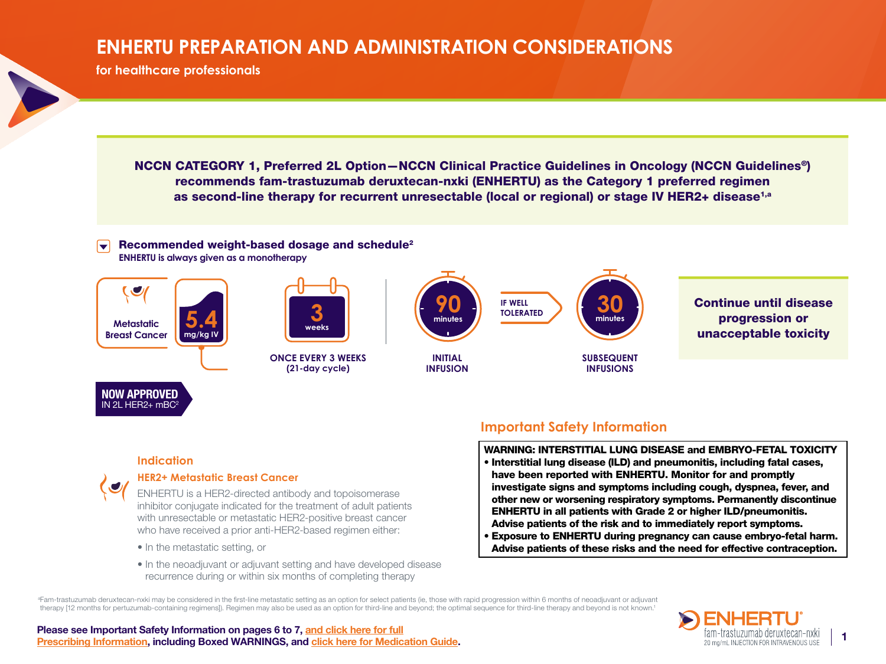# ENHERTU PREPARATION AND ADMINISTRATION CONSIDERATIONS

for healthcare professionals

**NCCN CATEGORY 1, Preferred 2L Option—NCCN Clinical Practice Guidelines in Oncology (NCCN Guidelines®) recommends fam-trastuzumab deruxtecan-nxki (ENHERTU) as the Category 1 preferred regimen as second-line therapy for recurrent unresectable (local or regional) or stage IV HER2+ disease[1,a]**

## Recommended weight-based dosage and schedule[2]

**ENHERTU is always given as a monotherapy**

Metastatic Breast Cancer — **5.4** mg/kg IV

**3** weeks — ONCE EVERY 3 WEEKS (21-day cycle)

**90** minutes — INITIAL INFUSION

IF WELL TOLERATED

**30** minutes — SUBSEQUENT INFUSIONS

**Continue until disease progression or unacceptable toxicity**

**NOW APPROVED** IN 2L HER2+ mBC[2]

## Indication

### HER2+ Metastatic Breast Cancer

ENHERTU is a HER2-directed antibody and topoisomerase inhibitor conjugate indicated for the treatment of adult patients with unresectable or metastatic HER2-positive breast cancer who have received a prior anti-HER2-based regimen either:

- In the metastatic setting, or
- In the neoadjuvant or adjuvant setting and have developed disease recurrence during or within six months of completing therapy

## Important Safety Information

**WARNING: INTERSTITIAL LUNG DISEASE and EMBRYO-FETAL TOXICITY**

- **Interstitial lung disease (ILD) and pneumonitis, including fatal cases, have been reported with ENHERTU. Monitor for and promptly investigate signs and symptoms including cough, dyspnea, fever, and other new or worsening respiratory symptoms. Permanently discontinue ENHERTU in all patients with Grade 2 or higher ILD/pneumonitis. Advise patients of the risk and to immediately report symptoms.**
- **Exposure to ENHERTU during pregnancy can cause embryo-fetal harm. Advise patients of these risks and the need for effective contraception.**

[a]Fam-trastuzumab deruxtecan-nxki may be considered in the first-line metastatic setting as an option for select patients (ie, those with rapid progression within 6 months of neoadjuvant or adjuvant therapy [12 months for pertuzumab-containing regimens]). Regimen may also be used as an option for third-line and beyond; the optimal sequence for third-line therapy and beyond is not known.[1]

**Please see Important Safety Information on pages 6 to 7, and click here for full Prescribing Information, including Boxed WARNINGS, and click here for Medication Guide.**

ENHERTU® fam-trastuzumab deruxtecan-nxki 20 mg/mL INJECTION FOR INTRAVENOUS USE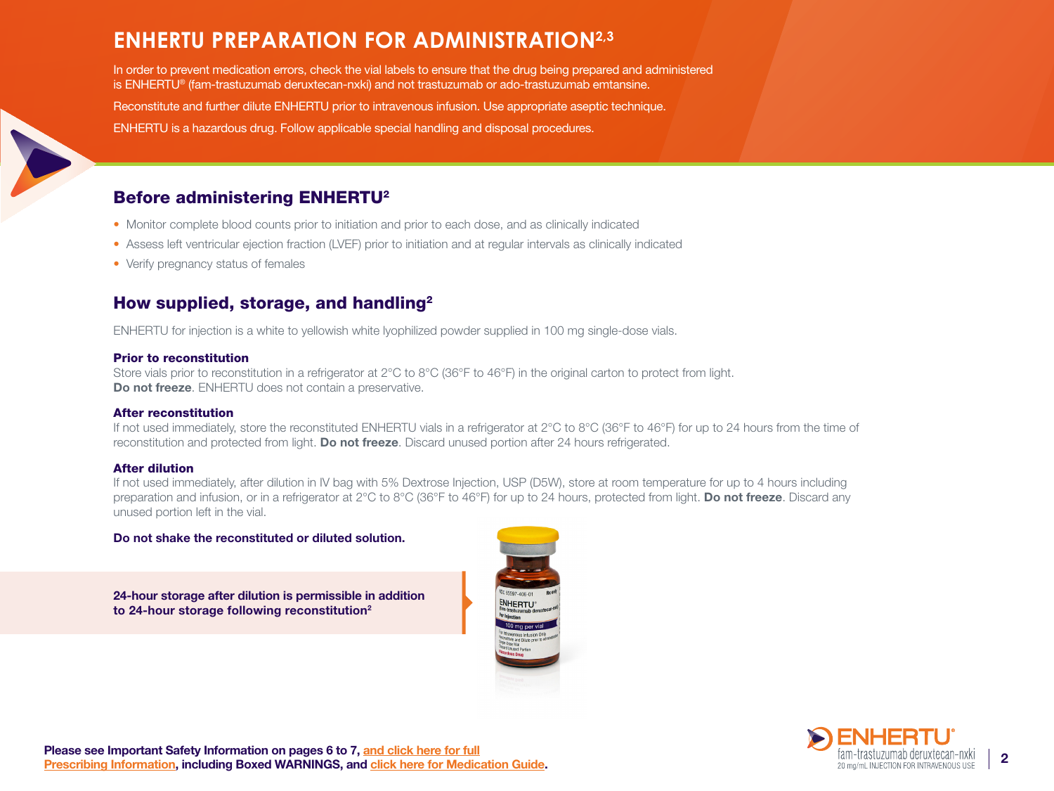# ENHERTU PREPARATION FOR ADMINISTRATION[2,3]

In order to prevent medication errors, check the vial labels to ensure that the drug being prepared and administered is ENHERTU® (fam-trastuzumab deruxtecan-nxki) and not trastuzumab or ado-trastuzumab emtansine.

Reconstitute and further dilute ENHERTU prior to intravenous infusion. Use appropriate aseptic technique.

ENHERTU is a hazardous drug. Follow applicable special handling and disposal procedures.

## Before administering ENHERTU[2]

- Monitor complete blood counts prior to initiation and prior to each dose, and as clinically indicated
- Assess left ventricular ejection fraction (LVEF) prior to initiation and at regular intervals as clinically indicated
- Verify pregnancy status of females

## How supplied, storage, and handling[2]

ENHERTU for injection is a white to yellowish white lyophilized powder supplied in 100 mg single-dose vials.

### Prior to reconstitution

Store vials prior to reconstitution in a refrigerator at 2°C to 8°C (36°F to 46°F) in the original carton to protect from light. **Do not freeze**. ENHERTU does not contain a preservative.

### After reconstitution

If not used immediately, store the reconstituted ENHERTU vials in a refrigerator at 2°C to 8°C (36°F to 46°F) for up to 24 hours from the time of reconstitution and protected from light. **Do not freeze**. Discard unused portion after 24 hours refrigerated.

### After dilution

If not used immediately, after dilution in IV bag with 5% Dextrose Injection, USP (D5W), store at room temperature for up to 4 hours including preparation and infusion, or in a refrigerator at 2°C to 8°C (36°F to 46°F) for up to 24 hours, protected from light. **Do not freeze**. Discard any unused portion left in the vial.

**Do not shake the reconstituted or diluted solution.**

**24-hour storage after dilution is permissible in addition to 24-hour storage following reconstitution[2]**

**Please see Important Safety Information on pages 6 to 7, and click here for full Prescribing Information, including Boxed WARNINGS, and click here for Medication Guide.**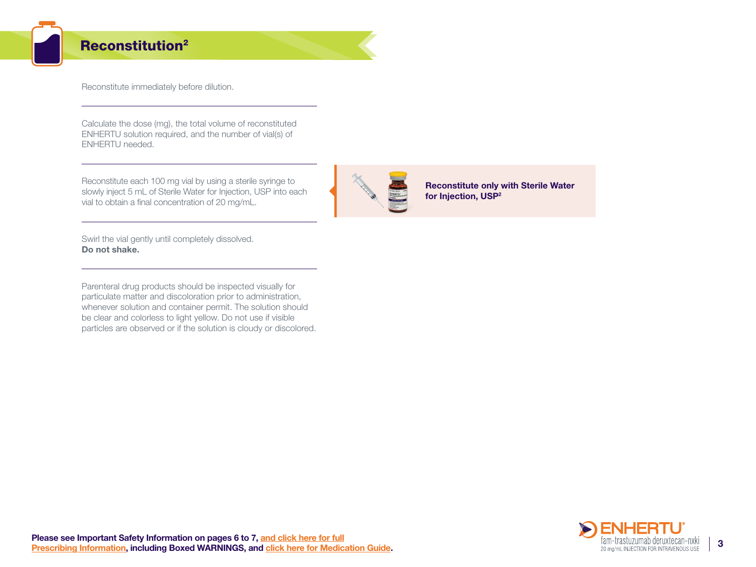# Reconstitution[2]

Reconstitute immediately before dilution.

Calculate the dose (mg), the total volume of reconstituted ENHERTU solution required, and the number of vial(s) of ENHERTU needed.

Reconstitute each 100 mg vial by using a sterile syringe to slowly inject 5 mL of Sterile Water for Injection, USP into each vial to obtain a final concentration of 20 mg/mL.

**Reconstitute only with Sterile Water for Injection, USP[2]**

Swirl the vial gently until completely dissolved.
**Do not shake.**

Parenteral drug products should be inspected visually for particulate matter and discoloration prior to administration, whenever solution and container permit. The solution should be clear and colorless to light yellow. Do not use if visible particles are observed or if the solution is cloudy or discolored.

**Please see Important Safety Information on pages 6 to 7, and click here for full Prescribing Information, including Boxed WARNINGS, and click here for Medication Guide.**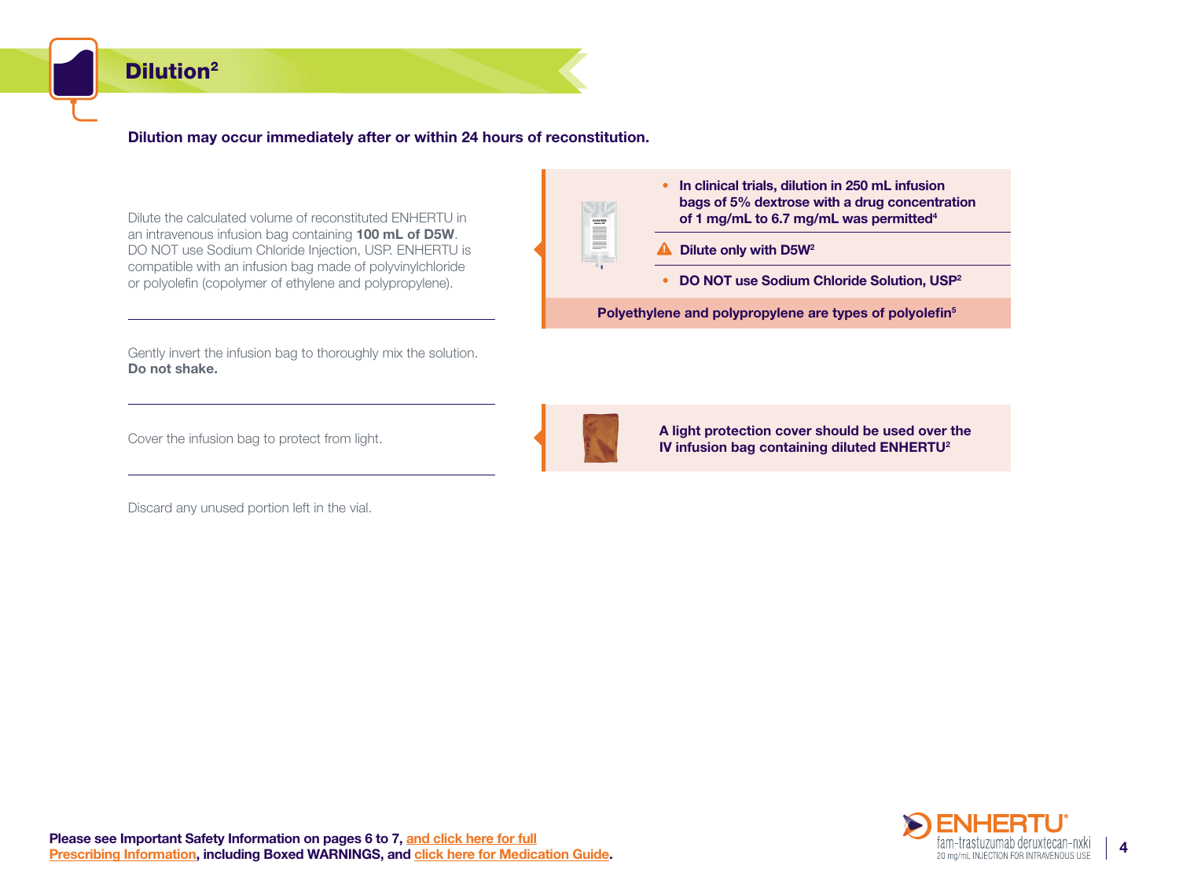## Dilution[2]

**Dilution may occur immediately after or within 24 hours of reconstitution.**

Dilute the calculated volume of reconstituted ENHERTU in an intravenous infusion bag containing **100 mL of D5W**. DO NOT use Sodium Chloride Injection, USP. ENHERTU is compatible with an infusion bag made of polyvinylchloride or polyolefin (copolymer of ethylene and polypropylene).

- **In clinical trials, dilution in 250 mL infusion bags of 5% dextrose with a drug concentration of 1 mg/mL to 6.7 mg/mL was permitted[4]**
- **Dilute only with D5W[2]**
- **DO NOT use Sodium Chloride Solution, USP[2]**

**Polyethylene and polypropylene are types of polyolefin[5]**

Gently invert the infusion bag to thoroughly mix the solution. **Do not shake.**

Cover the infusion bag to protect from light.

**A light protection cover should be used over the IV infusion bag containing diluted ENHERTU[2]**

Discard any unused portion left in the vial.

**Please see Important Safety Information on pages 6 to 7, and click here for full Prescribing Information, including Boxed WARNINGS, and click here for Medication Guide.**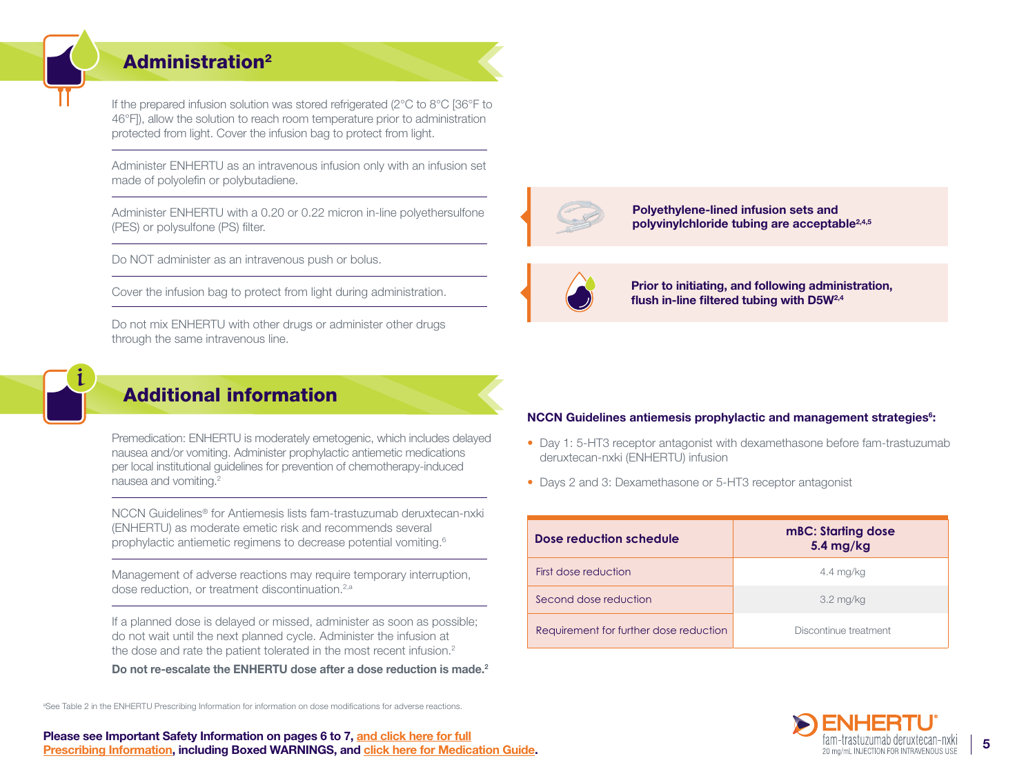## Administration[2]

If the prepared infusion solution was stored refrigerated (2°C to 8°C [36°F to 46°F]), allow the solution to reach room temperature prior to administration protected from light. Cover the infusion bag to protect from light.

Administer ENHERTU as an intravenous infusion only with an infusion set made of polyolefin or polybutadiene.

Administer ENHERTU with a 0.20 or 0.22 micron in-line polyethersulfone (PES) or polysulfone (PS) filter.

Do NOT administer as an intravenous push or bolus.

Cover the infusion bag to protect from light during administration.

Do not mix ENHERTU with other drugs or administer other drugs through the same intravenous line.

**Polyethylene-lined infusion sets and polyvinylchloride tubing are acceptable[2,4,5]**

**Prior to initiating, and following administration, flush in-line filtered tubing with D5W[2,4]**

## Additional information

Premedication: ENHERTU is moderately emetogenic, which includes delayed nausea and/or vomiting. Administer prophylactic antiemetic medications per local institutional guidelines for prevention of chemotherapy-induced nausea and vomiting.[2]

NCCN Guidelines® for Antiemesis lists fam-trastuzumab deruxtecan-nxki (ENHERTU) as moderate emetic risk and recommends several prophylactic antiemetic regimens to decrease potential vomiting.[6]

Management of adverse reactions may require temporary interruption, dose reduction, or treatment discontinuation.[2,a]

If a planned dose is delayed or missed, administer as soon as possible; do not wait until the next planned cycle. Administer the infusion at the dose and rate the patient tolerated in the most recent infusion.[2]

**Do not re-escalate the ENHERTU dose after a dose reduction is made.[2]**

**NCCN Guidelines antiemesis prophylactic and management strategies[6]:**

- Day 1: 5-HT3 receptor antagonist with dexamethasone before fam-trastuzumab deruxtecan-nxki (ENHERTU) infusion
- Days 2 and 3: Dexamethasone or 5-HT3 receptor antagonist

| Dose reduction schedule | mBC: Starting dose 5.4 mg/kg |
| --- | --- |
| First dose reduction | 4.4 mg/kg |
| Second dose reduction | 3.2 mg/kg |
| Requirement for further dose reduction | Discontinue treatment |

[a]See Table 2 in the ENHERTU Prescribing Information for information on dose modifications for adverse reactions.

**Please see Important Safety Information on pages 6 to 7, and click here for full Prescribing Information, including Boxed WARNINGS, and click here for Medication Guide.**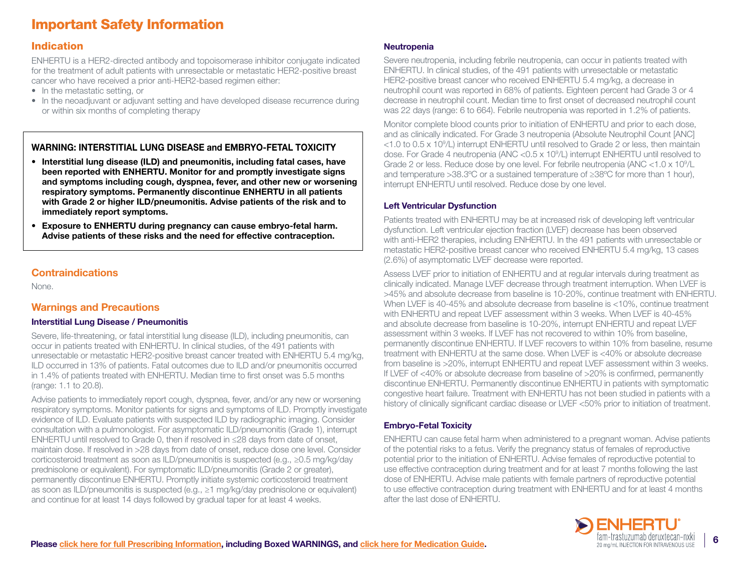# Important Safety Information

## Indication

ENHERTU is a HER2-directed antibody and topoisomerase inhibitor conjugate indicated for the treatment of adult patients with unresectable or metastatic HER2-positive breast cancer who have received a prior anti-HER2-based regimen either:

- In the metastatic setting, or
- In the neoadjuvant or adjuvant setting and have developed disease recurrence during or within six months of completing therapy

**WARNING: INTERSTITIAL LUNG DISEASE and EMBRYO-FETAL TOXICITY**

- **Interstitial lung disease (ILD) and pneumonitis, including fatal cases, have been reported with ENHERTU. Monitor for and promptly investigate signs and symptoms including cough, dyspnea, fever, and other new or worsening respiratory symptoms. Permanently discontinue ENHERTU in all patients with Grade 2 or higher ILD/pneumonitis. Advise patients of the risk and to immediately report symptoms.**
- **Exposure to ENHERTU during pregnancy can cause embryo-fetal harm. Advise patients of these risks and the need for effective contraception.**

## Contraindications

None.

## Warnings and Precautions

### Interstitial Lung Disease / Pneumonitis

Severe, life-threatening, or fatal interstitial lung disease (ILD), including pneumonitis, can occur in patients treated with ENHERTU. In clinical studies, of the 491 patients with unresectable or metastatic HER2-positive breast cancer treated with ENHERTU 5.4 mg/kg, ILD occurred in 13% of patients. Fatal outcomes due to ILD and/or pneumonitis occurred in 1.4% of patients treated with ENHERTU. Median time to first onset was 5.5 months (range: 1.1 to 20.8).

Advise patients to immediately report cough, dyspnea, fever, and/or any new or worsening respiratory symptoms. Monitor patients for signs and symptoms of ILD. Promptly investigate evidence of ILD. Evaluate patients with suspected ILD by radiographic imaging. Consider consultation with a pulmonologist. For asymptomatic ILD/pneumonitis (Grade 1), interrupt ENHERTU until resolved to Grade 0, then if resolved in ≤28 days from date of onset, maintain dose. If resolved in >28 days from date of onset, reduce dose one level. Consider corticosteroid treatment as soon as ILD/pneumonitis is suspected (e.g., ≥0.5 mg/kg/day prednisolone or equivalent). For symptomatic ILD/pneumonitis (Grade 2 or greater), permanently discontinue ENHERTU. Promptly initiate systemic corticosteroid treatment as soon as ILD/pneumonitis is suspected (e.g., ≥1 mg/kg/day prednisolone or equivalent) and continue for at least 14 days followed by gradual taper for at least 4 weeks.

### Neutropenia

Severe neutropenia, including febrile neutropenia, can occur in patients treated with ENHERTU. In clinical studies, of the 491 patients with unresectable or metastatic HER2-positive breast cancer who received ENHERTU 5.4 mg/kg, a decrease in neutrophil count was reported in 68% of patients. Eighteen percent had Grade 3 or 4 decrease in neutrophil count. Median time to first onset of decreased neutrophil count was 22 days (range: 6 to 664). Febrile neutropenia was reported in 1.2% of patients.

Monitor complete blood counts prior to initiation of ENHERTU and prior to each dose, and as clinically indicated. For Grade 3 neutropenia (Absolute Neutrophil Count [ANC] <1.0 to 0.5 x $10^9$/L) interrupt ENHERTU until resolved to Grade 2 or less, then maintain dose. For Grade 4 neutropenia (ANC <0.5 x $10^9$/L) interrupt ENHERTU until resolved to Grade 2 or less. Reduce dose by one level. For febrile neutropenia (ANC <1.0 x $10^9$/L and temperature >38.3ºC or a sustained temperature of ≥38ºC for more than 1 hour), interrupt ENHERTU until resolved. Reduce dose by one level.

### Left Ventricular Dysfunction

Patients treated with ENHERTU may be at increased risk of developing left ventricular dysfunction. Left ventricular ejection fraction (LVEF) decrease has been observed with anti-HER2 therapies, including ENHERTU. In the 491 patients with unresectable or metastatic HER2-positive breast cancer who received ENHERTU 5.4 mg/kg, 13 cases (2.6%) of asymptomatic LVEF decrease were reported.

Assess LVEF prior to initiation of ENHERTU and at regular intervals during treatment as clinically indicated. Manage LVEF decrease through treatment interruption. When LVEF is >45% and absolute decrease from baseline is 10-20%, continue treatment with ENHERTU. When LVEF is 40-45% and absolute decrease from baseline is <10%, continue treatment with ENHERTU and repeat LVEF assessment within 3 weeks. When LVEF is 40-45% and absolute decrease from baseline is 10-20%, interrupt ENHERTU and repeat LVEF assessment within 3 weeks. If LVEF has not recovered to within 10% from baseline, permanently discontinue ENHERTU. If LVEF recovers to within 10% from baseline, resume treatment with ENHERTU at the same dose. When LVEF is <40% or absolute decrease from baseline is >20%, interrupt ENHERTU and repeat LVEF assessment within 3 weeks. If LVEF of <40% or absolute decrease from baseline of >20% is confirmed, permanently discontinue ENHERTU. Permanently discontinue ENHERTU in patients with symptomatic congestive heart failure. Treatment with ENHERTU has not been studied in patients with a history of clinically significant cardiac disease or LVEF <50% prior to initiation of treatment.

### Embryo-Fetal Toxicity

ENHERTU can cause fetal harm when administered to a pregnant woman. Advise patients of the potential risks to a fetus. Verify the pregnancy status of females of reproductive potential prior to the initiation of ENHERTU. Advise females of reproductive potential to use effective contraception during treatment and for at least 7 months following the last dose of ENHERTU. Advise male patients with female partners of reproductive potential to use effective contraception during treatment with ENHERTU and for at least 4 months after the last dose of ENHERTU.

**Please click here for full Prescribing Information, including Boxed WARNINGS, and click here for Medication Guide.**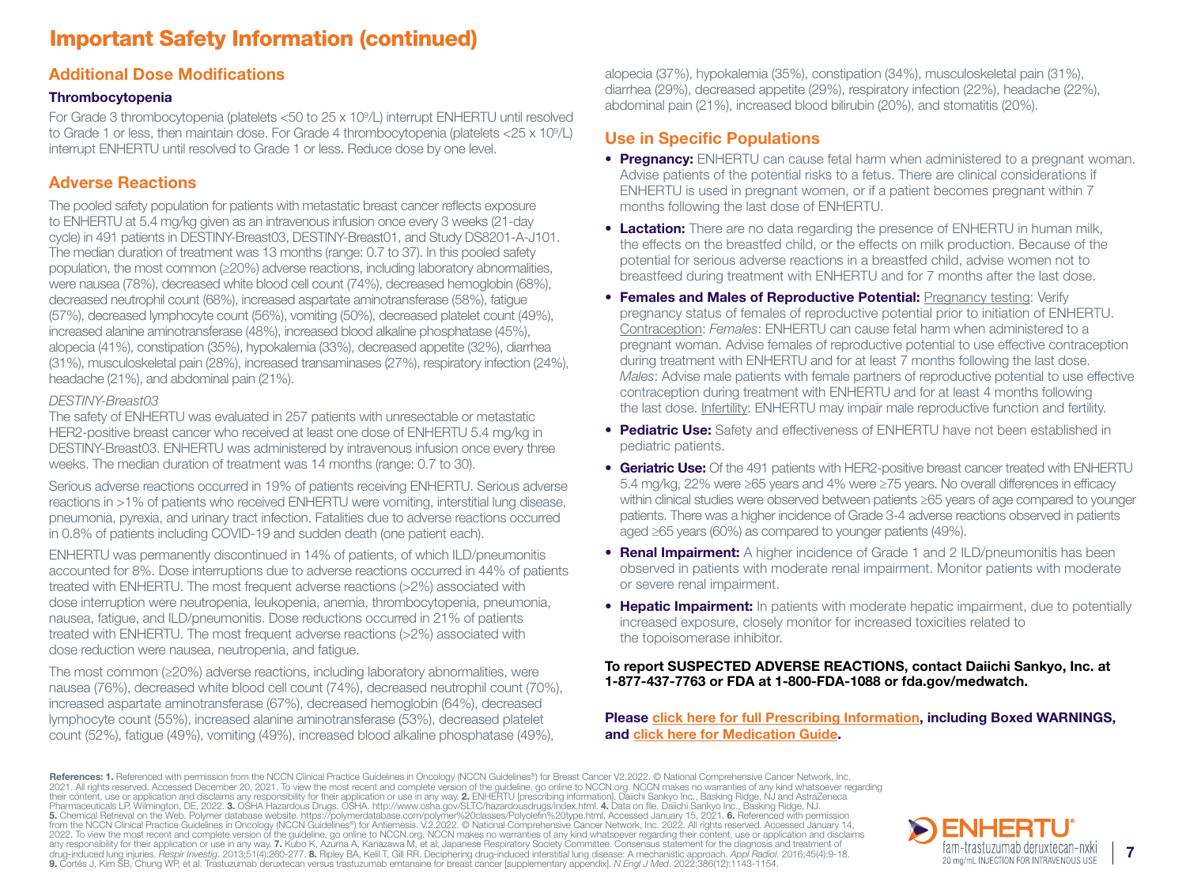# Important Safety Information (continued)

## Additional Dose Modifications

### Thrombocytopenia

For Grade 3 thrombocytopenia (platelets <50 to 25 x $10^9$/L) interrupt ENHERTU until resolved to Grade 1 or less, then maintain dose. For Grade 4 thrombocytopenia (platelets <25 x $10^9$/L) interrupt ENHERTU until resolved to Grade 1 or less. Reduce dose by one level.

## Adverse Reactions

The pooled safety population for patients with metastatic breast cancer reflects exposure to ENHERTU at 5.4 mg/kg given as an intravenous infusion once every 3 weeks (21-day cycle) in 491 patients in DESTINY-Breast03, DESTINY-Breast01, and Study DS8201-A-J101. The median duration of treatment was 13 months (range: 0.7 to 37). In this pooled safety population, the most common (≥20%) adverse reactions, including laboratory abnormalities, were nausea (78%), decreased white blood cell count (74%), decreased hemoglobin (68%), decreased neutrophil count (68%), increased aspartate aminotransferase (58%), fatigue (57%), decreased lymphocyte count (56%), vomiting (50%), decreased platelet count (49%), increased alanine aminotransferase (48%), increased blood alkaline phosphatase (45%), alopecia (41%), constipation (35%), hypokalemia (33%), decreased appetite (32%), diarrhea (31%), musculoskeletal pain (28%), increased transaminases (27%), respiratory infection (24%), headache (21%), and abdominal pain (21%).

*DESTINY-Breast03*

The safety of ENHERTU was evaluated in 257 patients with unresectable or metastatic HER2-positive breast cancer who received at least one dose of ENHERTU 5.4 mg/kg in DESTINY-Breast03. ENHERTU was administered by intravenous infusion once every three weeks. The median duration of treatment was 14 months (range: 0.7 to 30).

Serious adverse reactions occurred in 19% of patients receiving ENHERTU. Serious adverse reactions in >1% of patients who received ENHERTU were vomiting, interstitial lung disease, pneumonia, pyrexia, and urinary tract infection. Fatalities due to adverse reactions occurred in 0.8% of patients including COVID-19 and sudden death (one patient each).

ENHERTU was permanently discontinued in 14% of patients, of which ILD/pneumonitis accounted for 8%. Dose interruptions due to adverse reactions occurred in 44% of patients treated with ENHERTU. The most frequent adverse reactions (>2%) associated with dose interruption were neutropenia, leukopenia, anemia, thrombocytopenia, pneumonia, nausea, fatigue, and ILD/pneumonitis. Dose reductions occurred in 21% of patients treated with ENHERTU. The most frequent adverse reactions (>2%) associated with dose reduction were nausea, neutropenia, and fatigue.

The most common (≥20%) adverse reactions, including laboratory abnormalities, were nausea (76%), decreased white blood cell count (74%), decreased neutrophil count (70%), increased aspartate aminotransferase (67%), decreased hemoglobin (64%), decreased lymphocyte count (55%), increased alanine aminotransferase (53%), decreased platelet count (52%), fatigue (49%), vomiting (49%), increased blood alkaline phosphatase (49%), alopecia (37%), hypokalemia (35%), constipation (34%), musculoskeletal pain (31%), diarrhea (29%), decreased appetite (29%), respiratory infection (22%), headache (22%), abdominal pain (21%), increased blood bilirubin (20%), and stomatitis (20%).

## Use in Specific Populations

- **Pregnancy:** ENHERTU can cause fetal harm when administered to a pregnant woman. Advise patients of the potential risks to a fetus. There are clinical considerations if ENHERTU is used in pregnant women, or if a patient becomes pregnant within 7 months following the last dose of ENHERTU.
- **Lactation:** There are no data regarding the presence of ENHERTU in human milk, the effects on the breastfed child, or the effects on milk production. Because of the potential for serious adverse reactions in a breastfed child, advise women not to breastfeed during treatment with ENHERTU and for 7 months after the last dose.
- **Females and Males of Reproductive Potential:** Pregnancy testing: Verify pregnancy status of females of reproductive potential prior to initiation of ENHERTU. Contraception: *Females*: ENHERTU can cause fetal harm when administered to a pregnant woman. Advise females of reproductive potential to use effective contraception during treatment with ENHERTU and for at least 7 months following the last dose. *Males*: Advise male patients with female partners of reproductive potential to use effective contraception during treatment with ENHERTU and for at least 4 months following the last dose. Infertility: ENHERTU may impair male reproductive function and fertility.
- **Pediatric Use:** Safety and effectiveness of ENHERTU have not been established in pediatric patients.
- **Geriatric Use:** Of the 491 patients with HER2-positive breast cancer treated with ENHERTU 5.4 mg/kg, 22% were ≥65 years and 4% were ≥75 years. No overall differences in efficacy within clinical studies were observed between patients ≥65 years of age compared to younger patients. There was a higher incidence of Grade 3-4 adverse reactions observed in patients aged ≥65 years (60%) as compared to younger patients (49%).
- **Renal Impairment:** A higher incidence of Grade 1 and 2 ILD/pneumonitis has been observed in patients with moderate renal impairment. Monitor patients with moderate or severe renal impairment.
- **Hepatic Impairment:** In patients with moderate hepatic impairment, due to potentially increased exposure, closely monitor for increased toxicities related to the topoisomerase inhibitor.

**To report SUSPECTED ADVERSE REACTIONS, contact Daiichi Sankyo, Inc. at 1-877-437-7763 or FDA at 1-800-FDA-1088 or fda.gov/medwatch.**

**Please click here for full Prescribing Information, including Boxed WARNINGS, and click here for Medication Guide.**

**References: 1.** Referenced with permission from the NCCN Clinical Practice Guidelines in Oncology (NCCN Guidelines®) for Breast Cancer V2.2022. © National Comprehensive Cancer Network, Inc. 2021. All rights reserved. Accessed December 20, 2021. To view the most recent and complete version of the guideline, go online to NCCN.org. NCCN makes no warranties of any kind whatsoever regarding their content, use or application and disclaims any responsibility for their application or use in any way. **2.** ENHERTU [prescribing information]. Daiichi Sankyo Inc., Basking Ridge, NJ and AstraZeneca Pharmaceuticals LP, Wilmington, DE, 2022. **3.** OSHA Hazardous Drugs. OSHA. http://www.osha.gov/SLTC/hazardousdrugs/index.html. **4.** Data on file. Daiichi Sankyo Inc., Basking Ridge, NJ. **5.** Chemical Retrieval on the Web. Polymer database website. https://polymerdatabase.com/polymer%20classes/Polyolefin%20type.html. Accessed January 15, 2021. **6.** Referenced with permission from the NCCN Clinical Practice Guidelines in Oncology (NCCN Guidelines®) for Antiemesis. V.2.2022. © National Comprehensive Cancer Network, Inc. 2022. All rights reserved. Accessed January 14, 2022. To view the most recent and complete version of the guideline, go online to NCCN.org. NCCN makes no warranties of any kind whatsoever regarding their content, use or application and disclaims any responsibility for their application or use in any way. **7.** Kubo K, Azuma A, Kanazawa M, et al; Japanese Respiratory Society Committee. Consensus statement for the diagnosis and treatment of drug-induced lung injuries. *Respir Investig*. 2013;51(4):260-277. **8.** Ripley BA, Kelil T, Gill RR. Deciphering drug-induced interstitial lung disease: A mechanistic approach. *Appl Radiol*. 2016;45(4):9-18. **9.** Cortés J, Kim SB, Chung WP, et al. Trastuzumab deruxtecan versus trastuzumab emtansine for breast cancer [supplementary appendix]. *N Engl J Med*. 2022;386(12):1143-1154.

ENHERTU® fam-trastuzumab deruxtecan-nxki 20 mg/mL INJECTION FOR INTRAVENOUS USE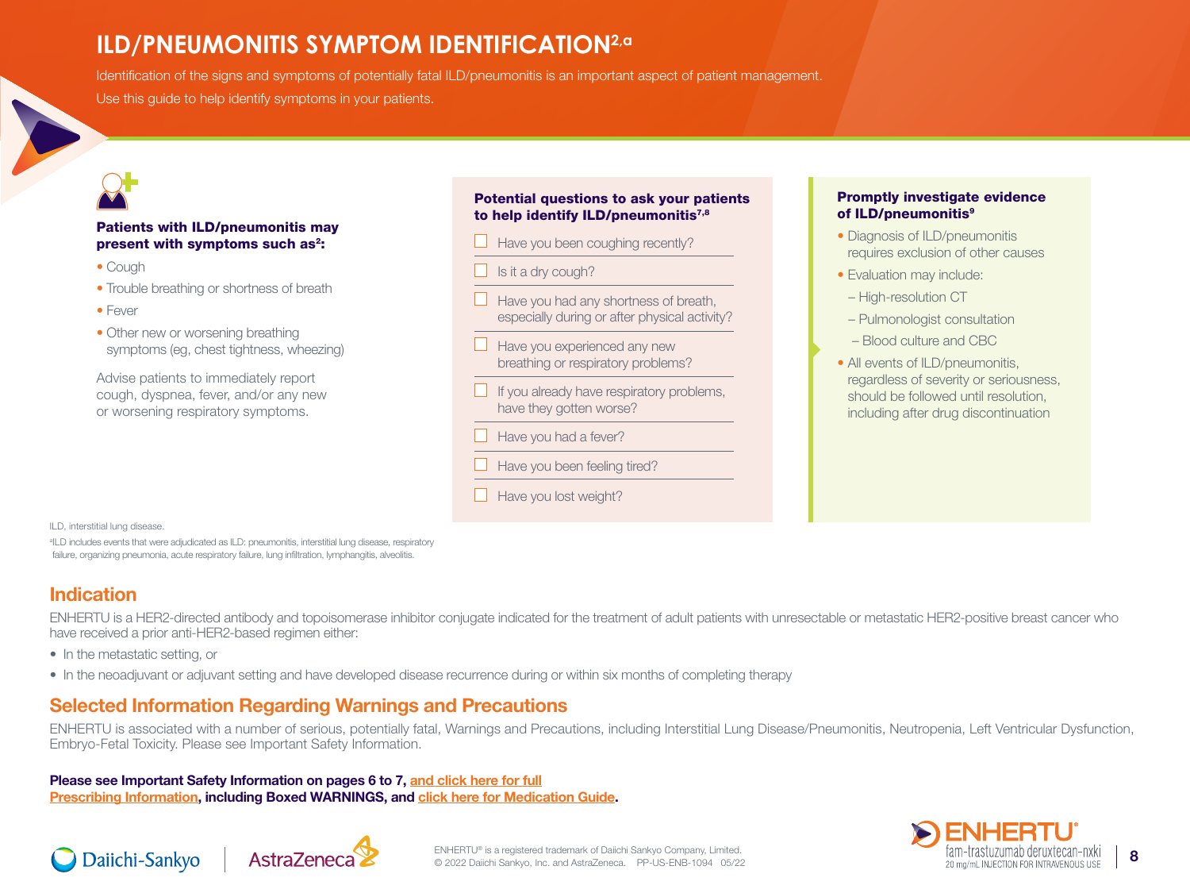# ILD/PNEUMONITIS SYMPTOM IDENTIFICATION[2,a]

Identification of the signs and symptoms of potentially fatal ILD/pneumonitis is an important aspect of patient management. Use this guide to help identify symptoms in your patients.

**Patients with ILD/pneumonitis may present with symptoms such as[2]:**

- Cough
- Trouble breathing or shortness of breath
- Fever
- Other new or worsening breathing symptoms (eg, chest tightness, wheezing)

Advise patients to immediately report cough, dyspnea, fever, and/or any new or worsening respiratory symptoms.

**Potential questions to ask your patients to help identify ILD/pneumonitis[7,8]**

- ☐ Have you been coughing recently?
- ☐ Is it a dry cough?
- ☐ Have you had any shortness of breath, especially during or after physical activity?
- ☐ Have you experienced any new breathing or respiratory problems?
- ☐ If you already have respiratory problems, have they gotten worse?
- ☐ Have you had a fever?
- ☐ Have you been feeling tired?
- ☐ Have you lost weight?

**Promptly investigate evidence of ILD/pneumonitis[9]**

- Diagnosis of ILD/pneumonitis requires exclusion of other causes
- Evaluation may include:
  - High-resolution CT
  - Pulmonologist consultation
  - Blood culture and CBC
- All events of ILD/pneumonitis, regardless of severity or seriousness, should be followed until resolution, including after drug discontinuation

ILD, interstitial lung disease.

[a]ILD includes events that were adjudicated as ILD: pneumonitis, interstitial lung disease, respiratory failure, organizing pneumonia, acute respiratory failure, lung infiltration, lymphangitis, alveolitis.

## Indication

ENHERTU is a HER2-directed antibody and topoisomerase inhibitor conjugate indicated for the treatment of adult patients with unresectable or metastatic HER2-positive breast cancer who have received a prior anti-HER2-based regimen either:

- In the metastatic setting, or
- In the neoadjuvant or adjuvant setting and have developed disease recurrence during or within six months of completing therapy

## Selected Information Regarding Warnings and Precautions

ENHERTU is associated with a number of serious, potentially fatal, Warnings and Precautions, including Interstitial Lung Disease/Pneumonitis, Neutropenia, Left Ventricular Dysfunction, Embryo-Fetal Toxicity. Please see Important Safety Information.

**Please see Important Safety Information on pages 6 to 7, and click here for full Prescribing Information, including Boxed WARNINGS, and click here for Medication Guide.**

Daiichi-Sankyo | AstraZeneca

ENHERTU® is a registered trademark of Daiichi Sankyo Company, Limited.
© 2022 Daiichi Sankyo, Inc. and AstraZeneca. PP-US-ENB-1094 05/22

ENHERTU® fam-trastuzumab deruxtecan-nxki 20 mg/mL INJECTION FOR INTRAVENOUS USE